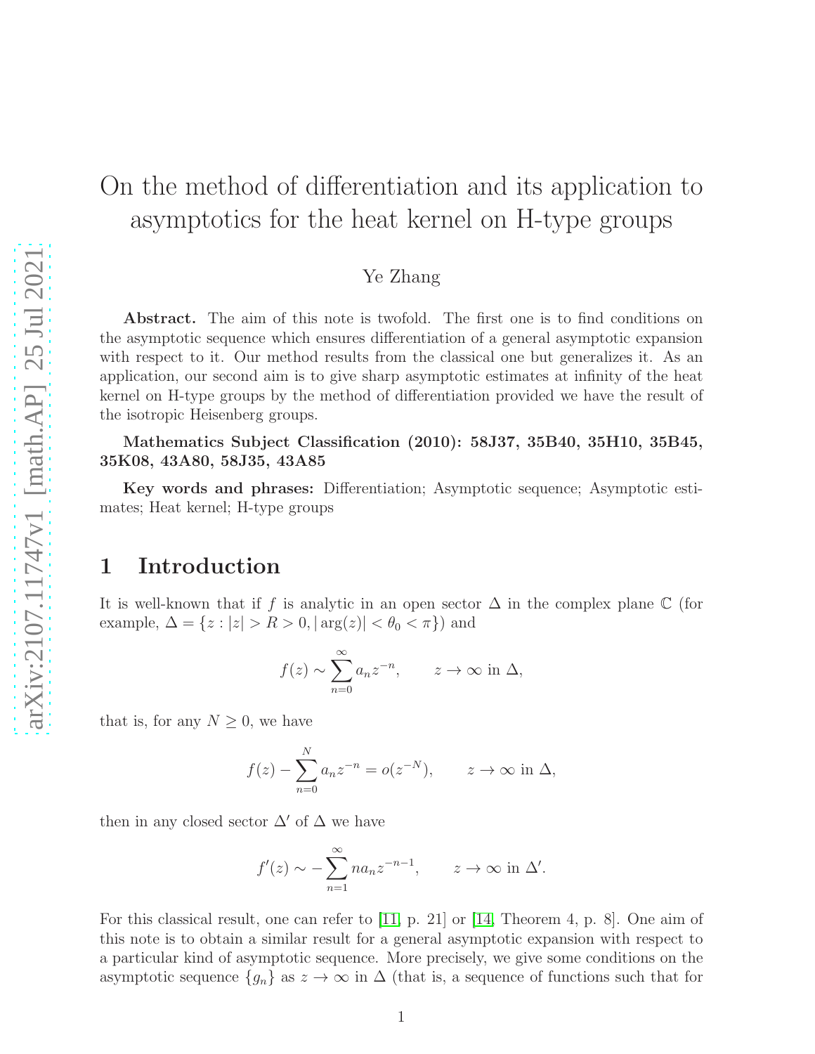# On the method of differentiation and its application to asymptotics for the heat kernel on H-type groups

Ye Zhang

**Abstract.** The aim of this note is twofold. The first one is to find conditions on the asymptotic sequence which ensures differentiation of a general asymptotic expansion with respect to it. Our method results from the classical one but generalizes it. As an application, our second aim is to give sharp asymptotic estimates at infinity of the heat kernel on H-type groups by the method of differentiation provided we have the result of the isotropic Heisenberg groups.

**Mathematics Subject Classification (2010): 58J37, 35B40, 35H10, 35B45, 35K08, 43A80, 58J35, 43A85**

**Key words and phrases:** Differentiation; Asymptotic sequence; Asymptotic estimates; Heat kernel; H-type groups

## 1 Introduction

It is well-known that if $f$ is analytic in an open sector $\Delta$ in the complex plane $\mathbb{C}$ (for example, $\Delta = \{z : |z| > R > 0, |\arg(z)| < \theta_0 < \pi\}$) and

$$f(z) \sim \sum_{n=0}^{\infty} a_n z^{-n}, \qquad z \to \infty \text{ in } \Delta,$$

that is, for any $N \geq 0$, we have

$$f(z) - \sum_{n=0}^{N} a_n z^{-n} = o(z^{-N}), \qquad z \to \infty \text{ in } \Delta,$$

then in any closed sector $\Delta'$ of $\Delta$ we have

$$f'(z) \sim -\sum_{n=1}^{\infty} n a_n z^{-n-1}, \qquad z \to \infty \text{ in } \Delta'.$$

For this classical result, one can refer to [11, p. 21] or [14, Theorem 4, p. 8]. One aim of this note is to obtain a similar result for a general asymptotic expansion with respect to a particular kind of asymptotic sequence. More precisely, we give some conditions on the asymptotic sequence $\{g_n\}$ as $z \to \infty$ in $\Delta$ (that is, a sequence of functions such that for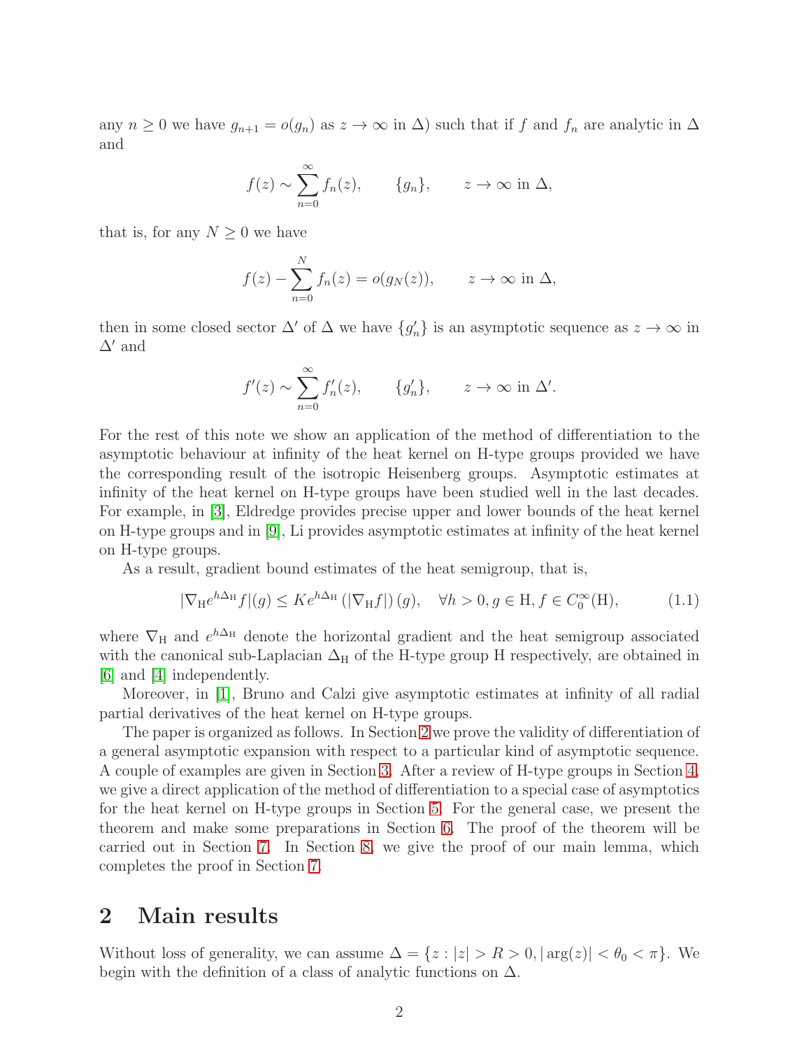any $n \geq 0$ we have $g_{n+1} = o(g_n)$ as $z \to \infty$ in $\Delta$) such that if $f$ and $f_n$ are analytic in $\Delta$ and

$$f(z) \sim \sum_{n=0}^{\infty} f_n(z), \qquad \{g_n\}, \qquad z \to \infty \text{ in } \Delta,$$

that is, for any $N \geq 0$ we have

$$f(z) - \sum_{n=0}^{N} f_n(z) = o(g_N(z)), \qquad z \to \infty \text{ in } \Delta,$$

then in some closed sector $\Delta'$ of $\Delta$ we have $\{g_n'\}$ is an asymptotic sequence as $z \to \infty$ in $\Delta'$ and

$$f'(z) \sim \sum_{n=0}^{\infty} f_n'(z), \qquad \{g_n'\}, \qquad z \to \infty \text{ in } \Delta'.$$

For the rest of this note we show an application of the method of differentiation to the asymptotic behaviour at infinity of the heat kernel on H-type groups provided we have the corresponding result of the isotropic Heisenberg groups. Asymptotic estimates at infinity of the heat kernel on H-type groups have been studied well in the last decades. For example, in [3], Eldredge provides precise upper and lower bounds of the heat kernel on H-type groups and in [9], Li provides asymptotic estimates at infinity of the heat kernel on H-type groups.

As a result, gradient bound estimates of the heat semigroup, that is,

$$|\nabla_{\mathrm{H}} e^{h\Delta_{\mathrm{H}}} f|(g) \leq K e^{h\Delta_{\mathrm{H}}} \left(|\nabla_{\mathrm{H}} f|\right)(g), \quad \forall h > 0, g \in \mathrm{H}, f \in C_0^{\infty}(\mathrm{H}), \tag{1.1}$$

where $\nabla_{\mathrm{H}}$ and $e^{h\Delta_{\mathrm{H}}}$ denote the horizontal gradient and the heat semigroup associated with the canonical sub-Laplacian $\Delta_{\mathrm{H}}$ of the H-type group H respectively, are obtained in [6] and [4] independently.

Moreover, in [1], Bruno and Calzi give asymptotic estimates at infinity of all radial partial derivatives of the heat kernel on H-type groups.

The paper is organized as follows. In Section 2 we prove the validity of differentiation of a general asymptotic expansion with respect to a particular kind of asymptotic sequence. A couple of examples are given in Section 3. After a review of H-type groups in Section 4, we give a direct application of the method of differentiation to a special case of asymptotics for the heat kernel on H-type groups in Section 5. For the general case, we present the theorem and make some preparations in Section 6. The proof of the theorem will be carried out in Section 7. In Section 8, we give the proof of our main lemma, which completes the proof in Section 7.

## 2 Main results

Without loss of generality, we can assume $\Delta = \{z : |z| > R > 0, |\arg(z)| < \theta_0 < \pi\}$. We begin with the definition of a class of analytic functions on $\Delta$.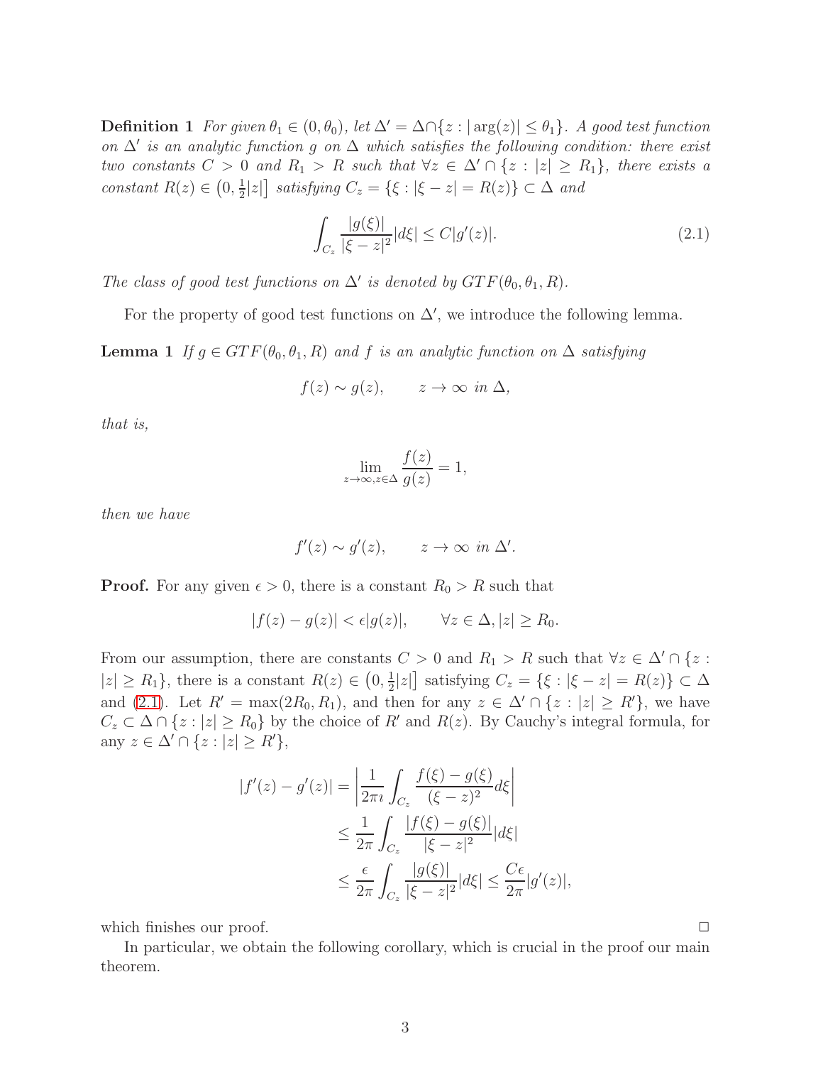**Definition 1** *For given $\theta_1 \in (0, \theta_0)$, let $\Delta' = \Delta \cap \{z : |\arg(z)| \leq \theta_1\}$. A good test function on $\Delta'$ is an analytic function $g$ on $\Delta$ which satisfies the following condition: there exist two constants $C > 0$ and $R_1 > R$ such that $\forall z \in \Delta' \cap \{z : |z| \geq R_1\}$, there exists a constant $R(z) \in \left(0, \frac{1}{2}|z|\right]$ satisfying $C_z = \{\xi : |\xi - z| = R(z)\} \subset \Delta$ and*

$$\int_{C_z} \frac{|g(\xi)|}{|\xi - z|^2} |d\xi| \leq C|g'(z)|. \tag{2.1}$$

*The class of good test functions on $\Delta'$ is denoted by $GTF(\theta_0, \theta_1, R)$.*

For the property of good test functions on $\Delta'$, we introduce the following lemma.

**Lemma 1** *If $g \in GTF(\theta_0, \theta_1, R)$ and $f$ is an analytic function on $\Delta$ satisfying*

$$f(z) \sim g(z), \qquad z \to \infty \text{ in } \Delta,$$

*that is,*

$$\lim_{z \to \infty, z \in \Delta} \frac{f(z)}{g(z)} = 1,$$

*then we have*

$$f'(z) \sim g'(z), \qquad z \to \infty \text{ in } \Delta'.$$

**Proof.** For any given $\epsilon > 0$, there is a constant $R_0 > R$ such that

$$|f(z) - g(z)| < \epsilon |g(z)|, \qquad \forall z \in \Delta, |z| \geq R_0.$$

From our assumption, there are constants $C > 0$ and $R_1 > R$ such that $\forall z \in \Delta' \cap \{z : |z| \geq R_1\}$, there is a constant $R(z) \in \left(0, \frac{1}{2}|z|\right]$ satisfying $C_z = \{\xi : |\xi - z| = R(z)\} \subset \Delta$ and (2.1). Let $R' = \max(2R_0, R_1)$, and then for any $z \in \Delta' \cap \{z : |z| \geq R'\}$, we have $C_z \subset \Delta \cap \{z : |z| \geq R_0\}$ by the choice of $R'$ and $R(z)$. By Cauchy's integral formula, for any $z \in \Delta' \cap \{z : |z| \geq R'\}$,

$$\begin{aligned}
|f'(z) - g'(z)| &= \left| \frac{1}{2\pi \imath} \int_{C_z} \frac{f(\xi) - g(\xi)}{(\xi - z)^2} d\xi \right| \\
&\leq \frac{1}{2\pi} \int_{C_z} \frac{|f(\xi) - g(\xi)|}{|\xi - z|^2} |d\xi| \\
&\leq \frac{\epsilon}{2\pi} \int_{C_z} \frac{|g(\xi)|}{|\xi - z|^2} |d\xi| \leq \frac{C\epsilon}{2\pi} |g'(z)|,
\end{aligned}$$

which finishes our proof. □

In particular, we obtain the following corollary, which is crucial in the proof our main theorem.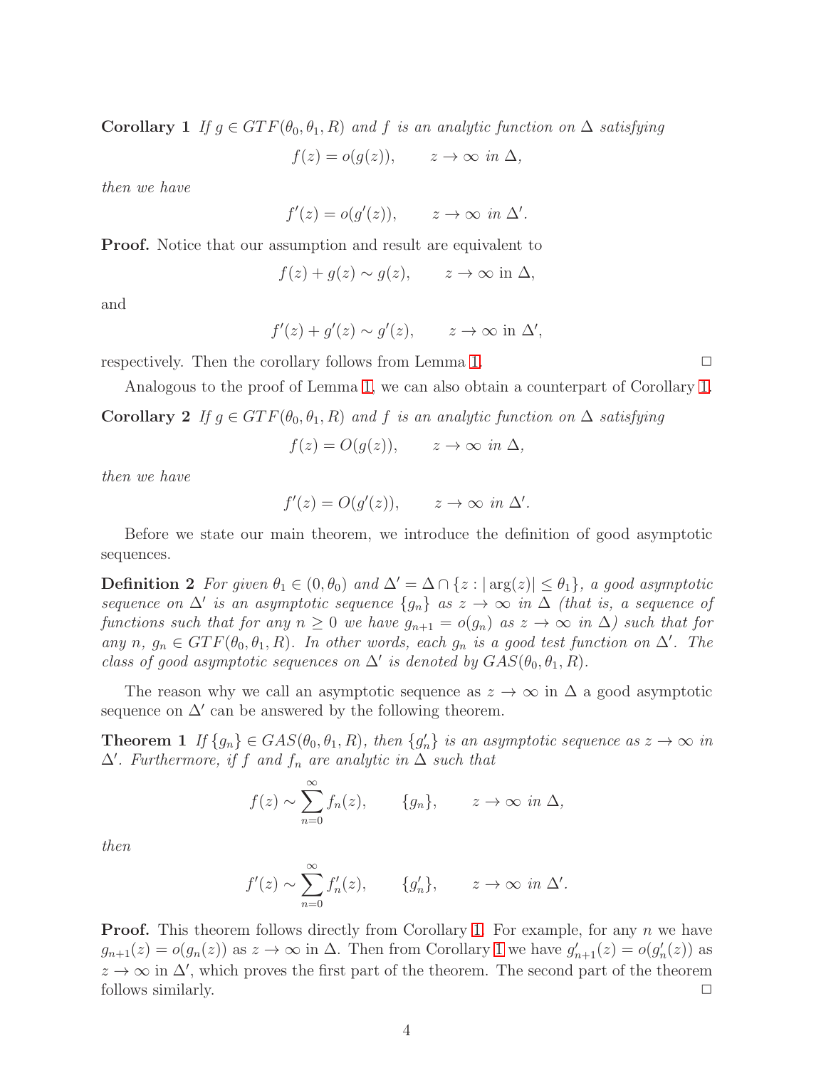**Corollary 1** *If $g \in GTF(\theta_0, \theta_1, R)$ and $f$ is an analytic function on $\Delta$ satisfying*

$$f(z) = o(g(z)), \qquad z \to \infty \text{ in } \Delta,$$

*then we have*

$$f'(z) = o(g'(z)), \qquad z \to \infty \text{ in } \Delta'.$$

**Proof.** Notice that our assumption and result are equivalent to

$$f(z) + g(z) \sim g(z), \qquad z \to \infty \text{ in } \Delta,$$

and

$$f'(z) + g'(z) \sim g'(z), \qquad z \to \infty \text{ in } \Delta',$$

respectively. Then the corollary follows from Lemma 1. □

Analogous to the proof of Lemma 1, we can also obtain a counterpart of Corollary 1.

**Corollary 2** *If $g \in GTF(\theta_0, \theta_1, R)$ and $f$ is an analytic function on $\Delta$ satisfying*

$$f(z) = O(g(z)), \qquad z \to \infty \text{ in } \Delta,$$

*then we have*

$$f'(z) = O(g'(z)), \qquad z \to \infty \text{ in } \Delta'.$$

Before we state our main theorem, we introduce the definition of good asymptotic sequences.

**Definition 2** *For given $\theta_1 \in (0, \theta_0)$ and $\Delta' = \Delta \cap \{z : |\arg(z)| \le \theta_1\}$, a good asymptotic sequence on $\Delta'$ is an asymptotic sequence $\{g_n\}$ as $z \to \infty$ in $\Delta$ (that is, a sequence of functions such that for any $n \ge 0$ we have $g_{n+1} = o(g_n)$ as $z \to \infty$ in $\Delta$) such that for any $n$, $g_n \in GTF(\theta_0, \theta_1, R)$. In other words, each $g_n$ is a good test function on $\Delta'$. The class of good asymptotic sequences on $\Delta'$ is denoted by $GAS(\theta_0, \theta_1, R)$.*

The reason why we call an asymptotic sequence as $z \to \infty$ in $\Delta$ a good asymptotic sequence on $\Delta'$ can be answered by the following theorem.

**Theorem 1** *If $\{g_n\} \in GAS(\theta_0, \theta_1, R)$, then $\{g'_n\}$ is an asymptotic sequence as $z \to \infty$ in $\Delta'$. Furthermore, if $f$ and $f_n$ are analytic in $\Delta$ such that*

$$f(z) \sim \sum_{n=0}^{\infty} f_n(z), \qquad \{g_n\}, \qquad z \to \infty \text{ in } \Delta,$$

*then*

$$f'(z) \sim \sum_{n=0}^{\infty} f'_n(z), \qquad \{g'_n\}, \qquad z \to \infty \text{ in } \Delta'.$$

**Proof.** This theorem follows directly from Corollary 1. For example, for any $n$ we have $g_{n+1}(z) = o(g_n(z))$ as $z \to \infty$ in $\Delta$. Then from Corollary 1 we have $g'_{n+1}(z) = o(g'_n(z))$ as $z \to \infty$ in $\Delta'$, which proves the first part of the theorem. The second part of the theorem follows similarly. □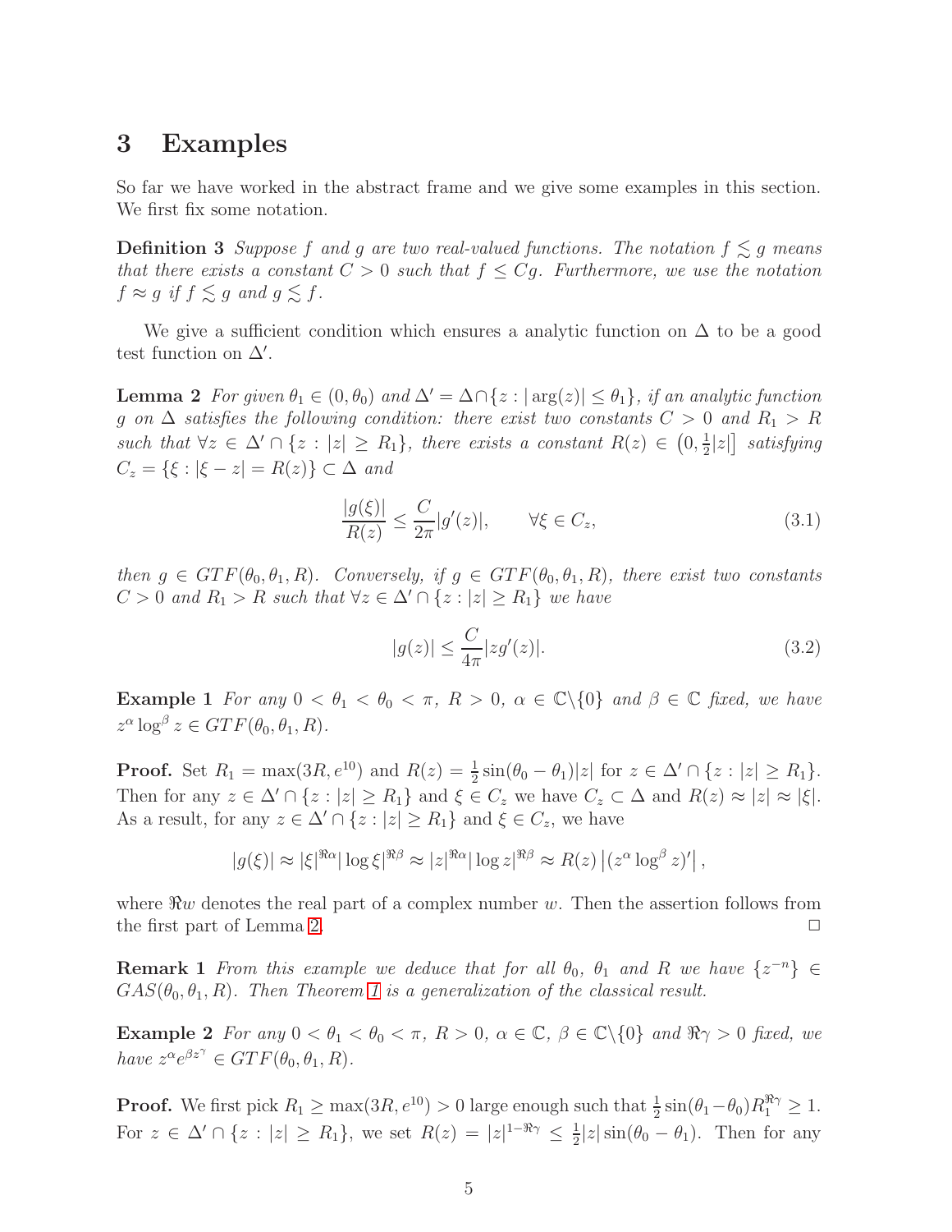# 3 Examples

So far we have worked in the abstract frame and we give some examples in this section. We first fix some notation.

**Definition 3** *Suppose $f$ and $g$ are two real-valued functions. The notation $f \lesssim g$ means that there exists a constant $C > 0$ such that $f \leq Cg$. Furthermore, we use the notation $f \approx g$ if $f \lesssim g$ and $g \lesssim f$.*

We give a sufficient condition which ensures a analytic function on $\Delta$ to be a good test function on $\Delta'$.

**Lemma 2** *For given $\theta_1 \in (0, \theta_0)$ and $\Delta' = \Delta \cap \{z : |\arg(z)| \leq \theta_1\}$, if an analytic function $g$ on $\Delta$ satisfies the following condition: there exist two constants $C > 0$ and $R_1 > R$ such that $\forall z \in \Delta' \cap \{z : |z| \geq R_1\}$, there exists a constant $R(z) \in \left(0, \frac{1}{2}|z|\right]$ satisfying $C_z = \{\xi : |\xi - z| = R(z)\} \subset \Delta$ and*

$$\frac{|g(\xi)|}{R(z)} \leq \frac{C}{2\pi}|g'(z)|, \qquad \forall \xi \in C_z, \tag{3.1}$$

*then $g \in GTF(\theta_0, \theta_1, R)$. Conversely, if $g \in GTF(\theta_0, \theta_1, R)$, there exist two constants $C > 0$ and $R_1 > R$ such that $\forall z \in \Delta' \cap \{z : |z| \geq R_1\}$ we have*

$$|g(z)| \leq \frac{C}{4\pi}|zg'(z)|. \tag{3.2}$$

**Example 1** *For any $0 < \theta_1 < \theta_0 < \pi$, $R > 0$, $\alpha \in \mathbb{C}\backslash\{0\}$ and $\beta \in \mathbb{C}$ fixed, we have $z^\alpha \log^\beta z \in GTF(\theta_0, \theta_1, R)$.*

**Proof.** Set $R_1 = \max(3R, e^{10})$ and $R(z) = \frac{1}{2}\sin(\theta_0 - \theta_1)|z|$ for $z \in \Delta' \cap \{z : |z| \geq R_1\}$. Then for any $z \in \Delta' \cap \{z : |z| \geq R_1\}$ and $\xi \in C_z$ we have $C_z \subset \Delta$ and $R(z) \approx |z| \approx |\xi|$. As a result, for any $z \in \Delta' \cap \{z : |z| \geq R_1\}$ and $\xi \in C_z$, we have

$$|g(\xi)| \approx |\xi|^{\Re\alpha} |\log \xi|^{\Re\beta} \approx |z|^{\Re\alpha} |\log z|^{\Re\beta} \approx R(z) \left|(z^\alpha \log^\beta z)'\right|,$$

where $\Re w$ denotes the real part of a complex number $w$. Then the assertion follows from the first part of Lemma 2. $\square$

**Remark 1** *From this example we deduce that for all $\theta_0$, $\theta_1$ and $R$ we have $\{z^{-n}\} \in GAS(\theta_0, \theta_1, R)$. Then Theorem 1 is a generalization of the classical result.*

**Example 2** *For any $0 < \theta_1 < \theta_0 < \pi$, $R > 0$, $\alpha \in \mathbb{C}$, $\beta \in \mathbb{C}\backslash\{0\}$ and $\Re\gamma > 0$ fixed, we have $z^\alpha e^{\beta z^\gamma} \in GTF(\theta_0, \theta_1, R)$.*

**Proof.** We first pick $R_1 \geq \max(3R, e^{10}) > 0$ large enough such that $\frac{1}{2}\sin(\theta_1 - \theta_0)R_1^{\Re\gamma} \geq 1$. For $z \in \Delta' \cap \{z : |z| \geq R_1\}$, we set $R(z) = |z|^{1-\Re\gamma} \leq \frac{1}{2}|z|\sin(\theta_0 - \theta_1)$. Then for any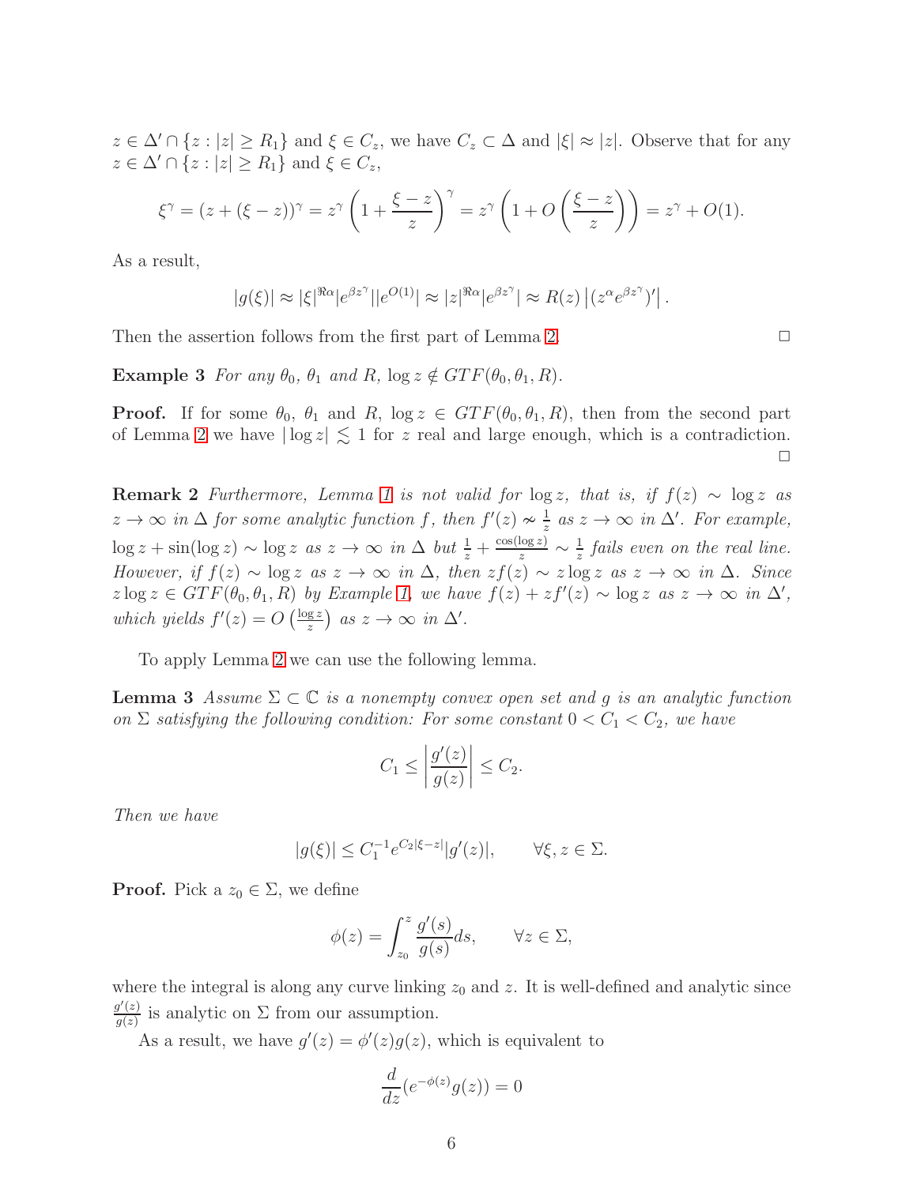$z \in \Delta' \cap \{z : |z| \geq R_1\}$ and $\xi \in C_z$, we have $C_z \subset \Delta$ and $|\xi| \approx |z|$. Observe that for any $z \in \Delta' \cap \{z : |z| \geq R_1\}$ and $\xi \in C_z$,

$$\xi^\gamma = (z + (\xi - z))^\gamma = z^\gamma \left(1 + \frac{\xi - z}{z}\right)^\gamma = z^\gamma \left(1 + O\left(\frac{\xi - z}{z}\right)\right) = z^\gamma + O(1).$$

As a result,

$$|g(\xi)| \approx |\xi|^{\Re\alpha} |e^{\beta z^\gamma}||e^{O(1)}| \approx |z|^{\Re\alpha} |e^{\beta z^\gamma}| \approx R(z) \left|(z^\alpha e^{\beta z^\gamma})'\right|.$$

Then the assertion follows from the first part of Lemma 2. $\square$

**Example 3** *For any $\theta_0$, $\theta_1$ and $R$, $\log z \notin GTF(\theta_0, \theta_1, R)$.*

**Proof.** If for some $\theta_0$, $\theta_1$ and $R$, $\log z \in GTF(\theta_0, \theta_1, R)$, then from the second part of Lemma 2 we have $|\log z| \lesssim 1$ for $z$ real and large enough, which is a contradiction. $\square$

**Remark 2** *Furthermore, Lemma 1 is not valid for $\log z$, that is, if $f(z) \sim \log z$ as $z \to \infty$ in $\Delta$ for some analytic function $f$, then $f'(z) \nsim \frac{1}{z}$ as $z \to \infty$ in $\Delta'$. For example, $\log z + \sin(\log z) \sim \log z$ as $z \to \infty$ in $\Delta$ but $\frac{1}{z} + \frac{\cos(\log z)}{z} \sim \frac{1}{z}$ fails even on the real line. However, if $f(z) \sim \log z$ as $z \to \infty$ in $\Delta$, then $zf(z) \sim z \log z$ as $z \to \infty$ in $\Delta$. Since $z \log z \in GTF(\theta_0, \theta_1, R)$ by Example 1, we have $f(z) + zf'(z) \sim \log z$ as $z \to \infty$ in $\Delta'$, which yields $f'(z) = O\left(\frac{\log z}{z}\right)$ as $z \to \infty$ in $\Delta'$.*

To apply Lemma 2 we can use the following lemma.

**Lemma 3** *Assume $\Sigma \subset \mathbb{C}$ is a nonempty convex open set and $g$ is an analytic function on $\Sigma$ satisfying the following condition: For some constant $0 < C_1 < C_2$, we have*

$$C_1 \leq \left|\frac{g'(z)}{g(z)}\right| \leq C_2.$$

*Then we have*

$$|g(\xi)| \leq C_1^{-1} e^{C_2 |\xi - z|} |g'(z)|, \qquad \forall \xi, z \in \Sigma.$$

**Proof.** Pick a $z_0 \in \Sigma$, we define

$$\phi(z) = \int_{z_0}^{z} \frac{g'(s)}{g(s)} ds, \qquad \forall z \in \Sigma,$$

where the integral is along any curve linking $z_0$ and $z$. It is well-defined and analytic since $\frac{g'(z)}{g(z)}$ is analytic on $\Sigma$ from our assumption.

As a result, we have $g'(z) = \phi'(z) g(z)$, which is equivalent to

$$\frac{d}{dz}(e^{-\phi(z)} g(z)) = 0$$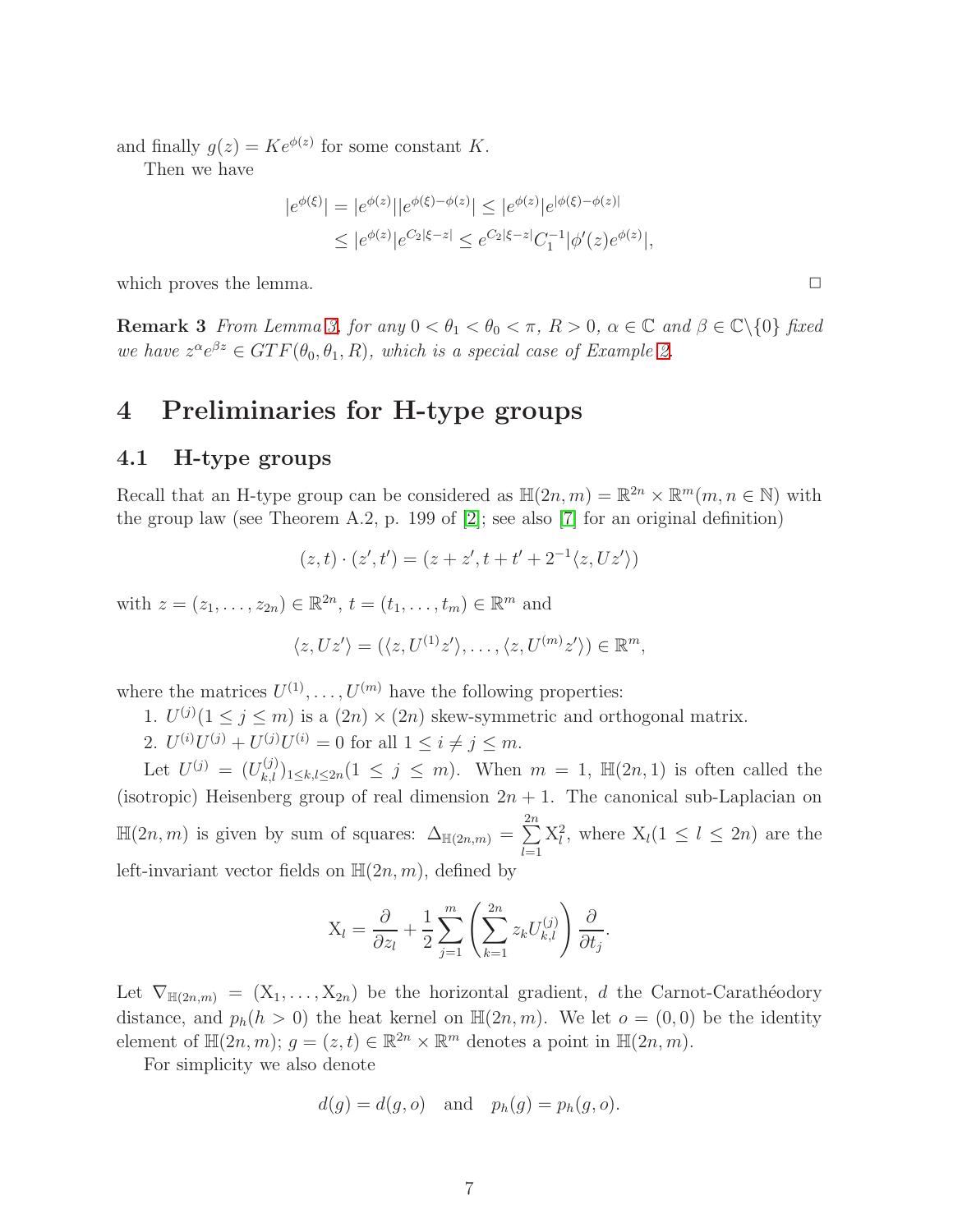and finally $g(z) = Ke^{\phi(z)}$ for some constant $K$.

Then we have

$$
\begin{aligned}
|e^{\phi(\xi)}| &= |e^{\phi(z)}||e^{\phi(\xi)-\phi(z)}| \le |e^{\phi(z)}|e^{|\phi(\xi)-\phi(z)|} \\
&\le |e^{\phi(z)}|e^{C_2|\xi - z|} \le e^{C_2|\xi-z|}C_1^{-1}|\phi'(z)e^{\phi(z)}|,
\end{aligned}
$$

which proves the lemma. □

**Remark 3** *From Lemma 3, for any $0 < \theta_1 < \theta_0 < \pi$, $R > 0$, $\alpha \in \mathbb{C}$ and $\beta \in \mathbb{C}\backslash\{0\}$ fixed we have $z^\alpha e^{\beta z} \in GTF(\theta_0, \theta_1, R)$, which is a special case of Example 2.*

# 4 Preliminaries for H-type groups

## 4.1 H-type groups

Recall that an H-type group can be considered as $\mathbb{H}(2n, m) = \mathbb{R}^{2n} \times \mathbb{R}^m (m, n \in \mathbb{N})$ with the group law (see Theorem A.2, p. 199 of [2]; see also [7] for an original definition)

$$
(z, t) \cdot (z', t') = (z + z', t + t' + 2^{-1}\langle z, Uz'\rangle)
$$

with $z = (z_1, \ldots, z_{2n}) \in \mathbb{R}^{2n}$, $t = (t_1, \ldots, t_m) \in \mathbb{R}^m$ and

$$
\langle z, Uz'\rangle = (\langle z, U^{(1)}z'\rangle, \ldots, \langle z, U^{(m)}z'\rangle) \in \mathbb{R}^m,
$$

where the matrices $U^{(1)}, \ldots, U^{(m)}$ have the following properties:

1. $U^{(j)} (1 \le j \le m)$ is a $(2n) \times (2n)$ skew-symmetric and orthogonal matrix.
2. $U^{(i)}U^{(j)} + U^{(j)}U^{(i)} = 0$ for all $1 \le i \ne j \le m$.

Let $U^{(j)} = (U^{(j)}_{k,l})_{1 \le k,l \le 2n} (1 \le j \le m)$. When $m = 1$, $\mathbb{H}(2n, 1)$ is often called the (isotropic) Heisenberg group of real dimension $2n + 1$. The canonical sub-Laplacian on $\mathbb{H}(2n, m)$ is given by sum of squares: $\Delta_{\mathbb{H}(2n,m)} = \sum_{l=1}^{2n} \mathrm{X}_l^2$, where $\mathrm{X}_l (1 \le l \le 2n)$ are the left-invariant vector fields on $\mathbb{H}(2n, m)$, defined by

$$
\mathrm{X}_l = \frac{\partial}{\partial z_l} + \frac{1}{2}\sum_{j=1}^{m}\left(\sum_{k=1}^{2n} z_k U^{(j)}_{k,l}\right)\frac{\partial}{\partial t_j}.
$$

Let $\nabla_{\mathbb{H}(2n,m)} = (\mathrm{X}_1, \ldots, \mathrm{X}_{2n})$ be the horizontal gradient, $d$ the Carnot-Carathéodory distance, and $p_h (h > 0)$ the heat kernel on $\mathbb{H}(2n, m)$. We let $o = (0, 0)$ be the identity element of $\mathbb{H}(2n, m)$; $g = (z, t) \in \mathbb{R}^{2n} \times \mathbb{R}^m$ denotes a point in $\mathbb{H}(2n, m)$.

For simplicity we also denote

$$
d(g) = d(g, o) \quad \text{and} \quad p_h(g) = p_h(g, o).
$$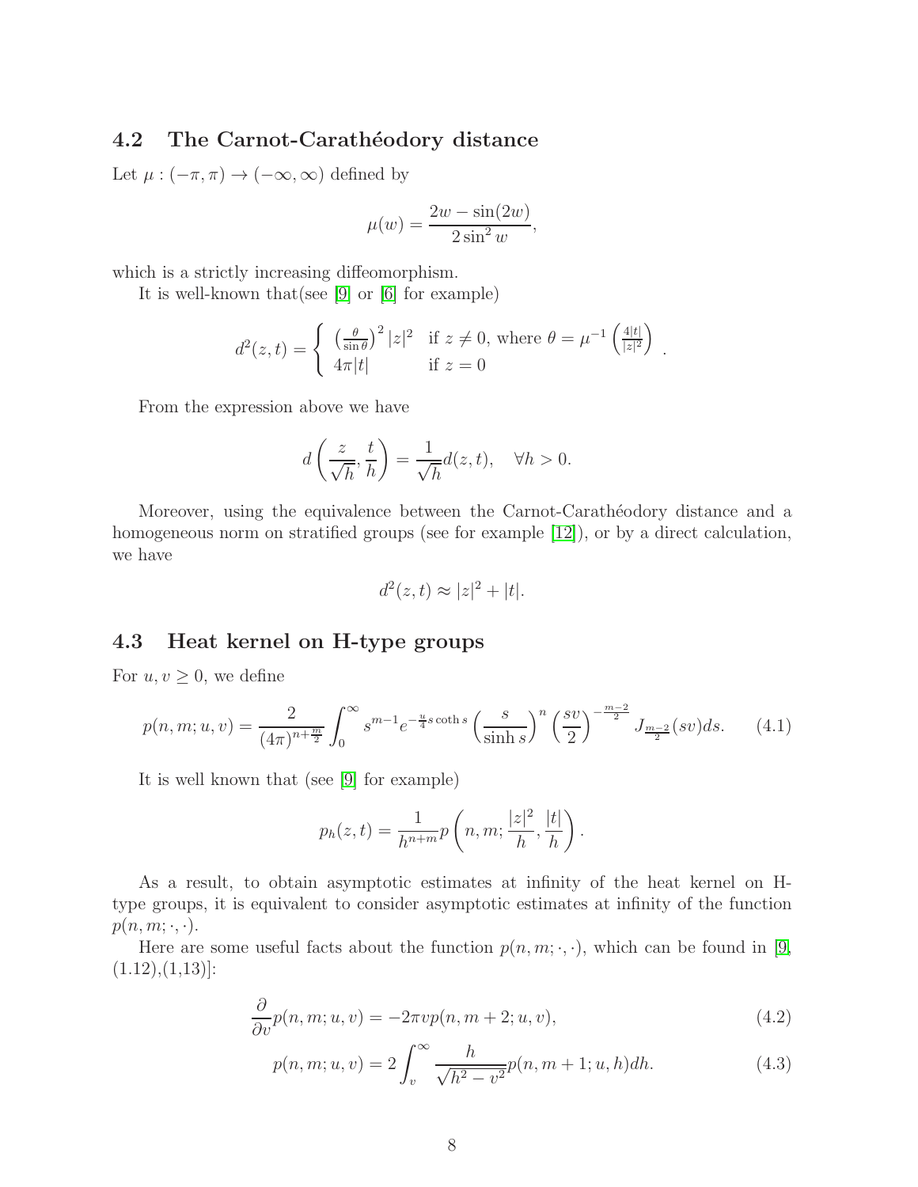### 4.2 The Carnot-Carathéodory distance

Let $\mu : (-\pi, \pi) \to (-\infty, \infty)$ defined by

$$\mu(w) = \frac{2w - \sin(2w)}{2\sin^2 w},$$

which is a strictly increasing diffeomorphism.

It is well-known that(see [9] or [6] for example)

$$d^2(z,t) = \begin{cases} \left(\frac{\theta}{\sin\theta}\right)^2 |z|^2 & \text{if } z \neq 0, \text{ where } \theta = \mu^{-1}\left(\frac{4|t|}{|z|^2}\right) \\ 4\pi|t| & \text{if } z = 0 \end{cases}.$$

From the expression above we have

$$d\left(\frac{z}{\sqrt{h}}, \frac{t}{h}\right) = \frac{1}{\sqrt{h}} d(z,t), \quad \forall h > 0.$$

Moreover, using the equivalence between the Carnot-Carathéodory distance and a homogeneous norm on stratified groups (see for example [12]), or by a direct calculation, we have

$$d^2(z,t) \approx |z|^2 + |t|.$$

### 4.3 Heat kernel on H-type groups

For $u, v \geq 0$, we define

$$p(n,m;u,v) = \frac{2}{(4\pi)^{n+\frac{m}{2}}} \int_0^\infty s^{m-1} e^{-\frac{u}{4} s \coth s} \left(\frac{s}{\sinh s}\right)^n \left(\frac{sv}{2}\right)^{-\frac{m-2}{2}} J_{\frac{m-2}{2}}(sv) ds. \tag{4.1}$$

It is well known that (see [9] for example)

$$p_h(z,t) = \frac{1}{h^{n+m}} p\left(n, m; \frac{|z|^2}{h}, \frac{|t|}{h}\right).$$

As a result, to obtain asymptotic estimates at infinity of the heat kernel on H-type groups, it is equivalent to consider asymptotic estimates at infinity of the function $p(n, m; \cdot, \cdot)$.

Here are some useful facts about the function $p(n, m; \cdot, \cdot)$, which can be found in [9, (1.12),(1,13)]:

$$\frac{\partial}{\partial v} p(n,m;u,v) = -2\pi v p(n, m+2; u, v), \tag{4.2}$$

$$p(n,m;u,v) = 2\int_v^\infty \frac{h}{\sqrt{h^2 - v^2}} p(n, m+1; u, h) dh. \tag{4.3}$$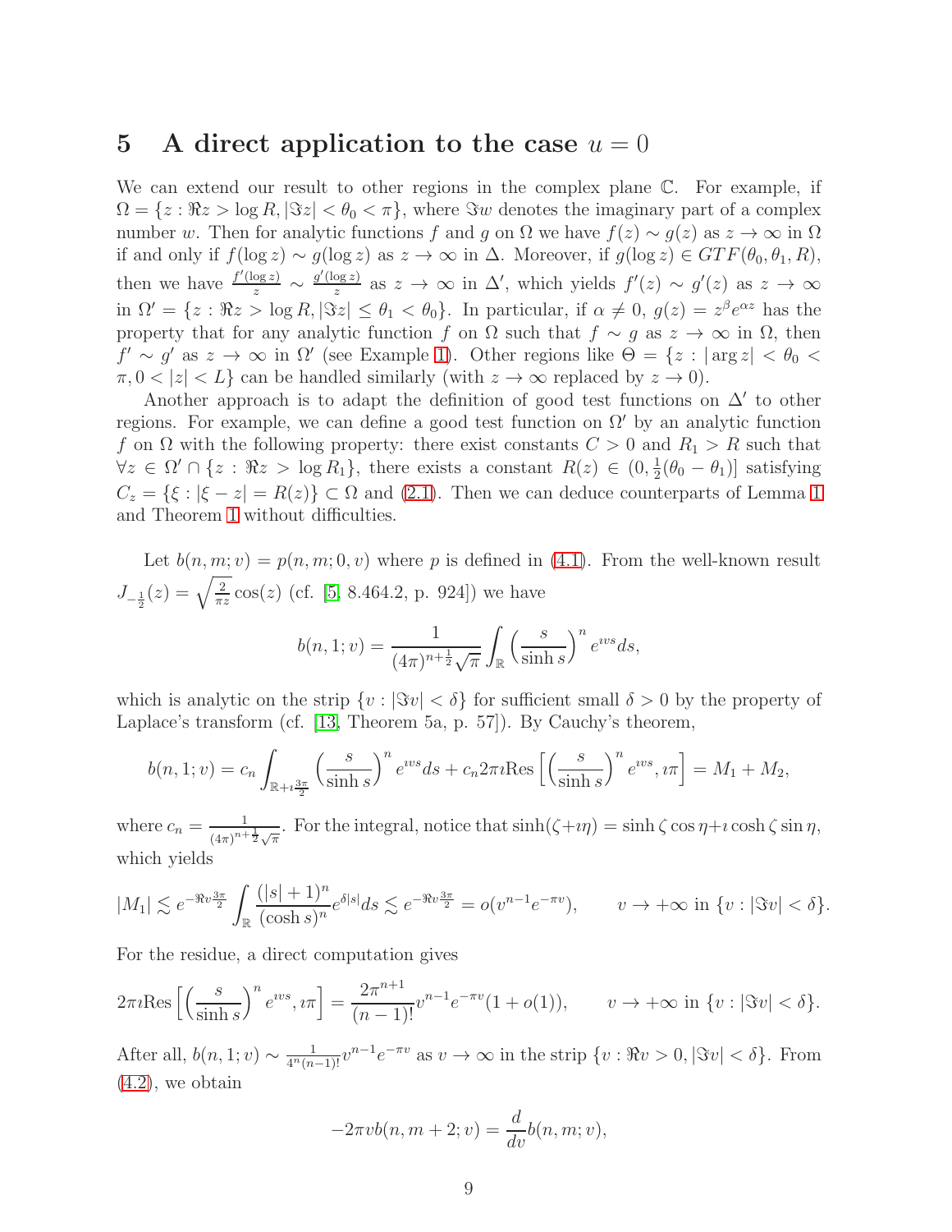## 5 A direct application to the case $u = 0$

We can extend our result to other regions in the complex plane $\mathbb{C}$. For example, if $\Omega = \{z : \Re z > \log R, |\Im z| < \theta_0 < \pi\}$, where $\Im w$ denotes the imaginary part of a complex number $w$. Then for analytic functions $f$ and $g$ on $\Omega$ we have $f(z) \sim g(z)$ as $z \to \infty$ in $\Omega$ if and only if $f(\log z) \sim g(\log z)$ as $z \to \infty$ in $\Delta$. Moreover, if $g(\log z) \in GTF(\theta_0, \theta_1, R)$, then we have $\frac{f'(\log z)}{z} \sim \frac{g'(\log z)}{z}$ as $z \to \infty$ in $\Delta'$, which yields $f'(z) \sim g'(z)$ as $z \to \infty$ in $\Omega' = \{z : \Re z > \log R, |\Im z| \le \theta_1 < \theta_0\}$. In particular, if $\alpha \neq 0$, $g(z) = z^\beta e^{\alpha z}$ has the property that for any analytic function $f$ on $\Omega$ such that $f \sim g$ as $z \to \infty$ in $\Omega$, then $f' \sim g'$ as $z \to \infty$ in $\Omega'$ (see Example 1). Other regions like $\Theta = \{z : |\arg z| < \theta_0 < \pi, 0 < |z| < L\}$ can be handled similarly (with $z \to \infty$ replaced by $z \to 0$).

Another approach is to adapt the definition of good test functions on $\Delta'$ to other regions. For example, we can define a good test function on $\Omega'$ by an analytic function $f$ on $\Omega$ with the following property: there exist constants $C > 0$ and $R_1 > R$ such that $\forall z \in \Omega' \cap \{z : \Re z > \log R_1\}$, there exists a constant $R(z) \in (0, \frac{1}{2}(\theta_0 - \theta_1)]$ satisfying $C_z = \{\xi : |\xi - z| = R(z)\} \subset \Omega$ and (2.1). Then we can deduce counterparts of Lemma 1 and Theorem 1 without difficulties.

Let $b(n, m; v) = p(n, m; 0, v)$ where $p$ is defined in (4.1). From the well-known result $J_{-\frac{1}{2}}(z) = \sqrt{\frac{2}{\pi z}} \cos(z)$ (cf. [5, 8.464.2, p. 924]) we have

$$b(n, 1; v) = \frac{1}{(4\pi)^{n+\frac{1}{2}}\sqrt{\pi}} \int_{\mathbb{R}} \left(\frac{s}{\sinh s}\right)^n e^{\imath vs} ds,$$

which is analytic on the strip $\{v : |\Im v| < \delta\}$ for sufficient small $\delta > 0$ by the property of Laplace's transform (cf. [13, Theorem 5a, p. 57]). By Cauchy's theorem,

$$b(n, 1; v) = c_n \int_{\mathbb{R}+\imath\frac{3\pi}{2}} \left(\frac{s}{\sinh s}\right)^n e^{\imath vs} ds + c_n 2\pi\imath \mathrm{Res}\left[\left(\frac{s}{\sinh s}\right)^n e^{\imath vs}, \imath\pi\right] = M_1 + M_2,$$

where $c_n = \frac{1}{(4\pi)^{n+\frac{1}{2}}\sqrt{\pi}}$. For the integral, notice that $\sinh(\zeta + \imath\eta) = \sinh\zeta\cos\eta + \imath\cosh\zeta\sin\eta$, which yields

$$|M_1| \lesssim e^{-\Re v\frac{3\pi}{2}} \int_{\mathbb{R}} \frac{(|s|+1)^n}{(\cosh s)^n} e^{\delta|s|} ds \lesssim e^{-\Re v\frac{3\pi}{2}} = o(v^{n-1}e^{-\pi v}), \qquad v \to +\infty \text{ in } \{v : |\Im v| < \delta\}.$$

For the residue, a direct computation gives

$$2\pi\imath \mathrm{Res}\left[\left(\frac{s}{\sinh s}\right)^n e^{\imath vs}, \imath\pi\right] = \frac{2\pi^{n+1}}{(n-1)!} v^{n-1} e^{-\pi v}(1 + o(1)), \qquad v \to +\infty \text{ in } \{v : |\Im v| < \delta\}.$$

After all, $b(n, 1; v) \sim \frac{1}{4^n(n-1)!} v^{n-1} e^{-\pi v}$ as $v \to \infty$ in the strip $\{v : \Re v > 0, |\Im v| < \delta\}$. From (4.2), we obtain

$$-2\pi v b(n, m+2; v) = \frac{d}{dv} b(n, m; v),$$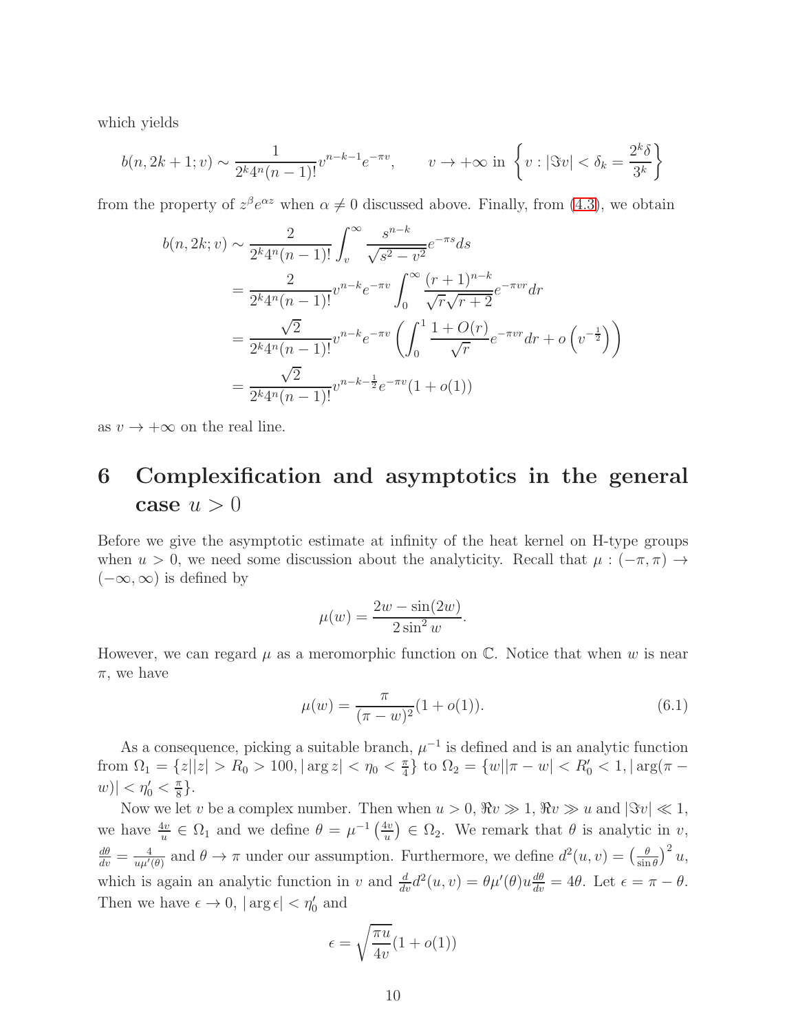which yields

$$b(n, 2k+1; v) \sim \frac{1}{2^k 4^n (n-1)!} v^{n-k-1} e^{-\pi v}, \qquad v \to +\infty \text{ in } \left\{ v : |\Im v| < \delta_k = \frac{2^k \delta}{3^k} \right\}$$

from the property of $z^\beta e^{\alpha z}$ when $\alpha \neq 0$ discussed above. Finally, from (4.3), we obtain

$$\begin{aligned}
b(n, 2k; v) &\sim \frac{2}{2^k 4^n (n-1)!} \int_v^\infty \frac{s^{n-k}}{\sqrt{s^2 - v^2}} e^{-\pi s} ds \\
&= \frac{2}{2^k 4^n (n-1)!} v^{n-k} e^{-\pi v} \int_0^\infty \frac{(r+1)^{n-k}}{\sqrt{r}\sqrt{r+2}} e^{-\pi v r} dr \\
&= \frac{\sqrt{2}}{2^k 4^n (n-1)!} v^{n-k} e^{-\pi v} \left( \int_0^1 \frac{1 + O(r)}{\sqrt{r}} e^{-\pi v r} dr + o\left(v^{-\frac{1}{2}}\right) \right) \\
&= \frac{\sqrt{2}}{2^k 4^n (n-1)!} v^{n-k-\frac{1}{2}} e^{-\pi v} (1 + o(1))
\end{aligned}$$

as $v \to +\infty$ on the real line.

# 6 Complexification and asymptotics in the general case $u > 0$

Before we give the asymptotic estimate at infinity of the heat kernel on H-type groups when $u > 0$, we need some discussion about the analyticity. Recall that $\mu : (-\pi, \pi) \to (-\infty, \infty)$ is defined by

$$\mu(w) = \frac{2w - \sin(2w)}{2\sin^2 w}.$$

However, we can regard $\mu$ as a meromorphic function on $\mathbb{C}$. Notice that when $w$ is near $\pi$, we have

$$\mu(w) = \frac{\pi}{(\pi - w)^2}(1 + o(1)). \tag{6.1}$$

As a consequence, picking a suitable branch, $\mu^{-1}$ is defined and is an analytic function from $\Omega_1 = \{z||z| > R_0 > 100, |\arg z| < \eta_0 < \frac{\pi}{4}\}$ to $\Omega_2 = \{w||\pi - w| < R'_0 < 1, |\arg(\pi - w)| < \eta'_0 < \frac{\pi}{8}\}$.

Now we let $v$ be a complex number. Then when $u > 0$, $\Re v \gg 1$, $\Re v \gg u$ and $|\Im v| \ll 1$, we have $\frac{4v}{u} \in \Omega_1$ and we define $\theta = \mu^{-1}\left(\frac{4v}{u}\right) \in \Omega_2$. We remark that $\theta$ is analytic in $v$, $\frac{d\theta}{dv} = \frac{4}{u\mu'(\theta)}$ and $\theta \to \pi$ under our assumption. Furthermore, we define $d^2(u, v) = \left(\frac{\theta}{\sin\theta}\right)^2 u$, which is again an analytic function in $v$ and $\frac{d}{dv} d^2(u, v) = \theta \mu'(\theta) u \frac{d\theta}{dv} = 4\theta$. Let $\epsilon = \pi - \theta$. Then we have $\epsilon \to 0$, $|\arg \epsilon| < \eta'_0$ and

$$\epsilon = \sqrt{\frac{\pi u}{4v}}(1 + o(1))$$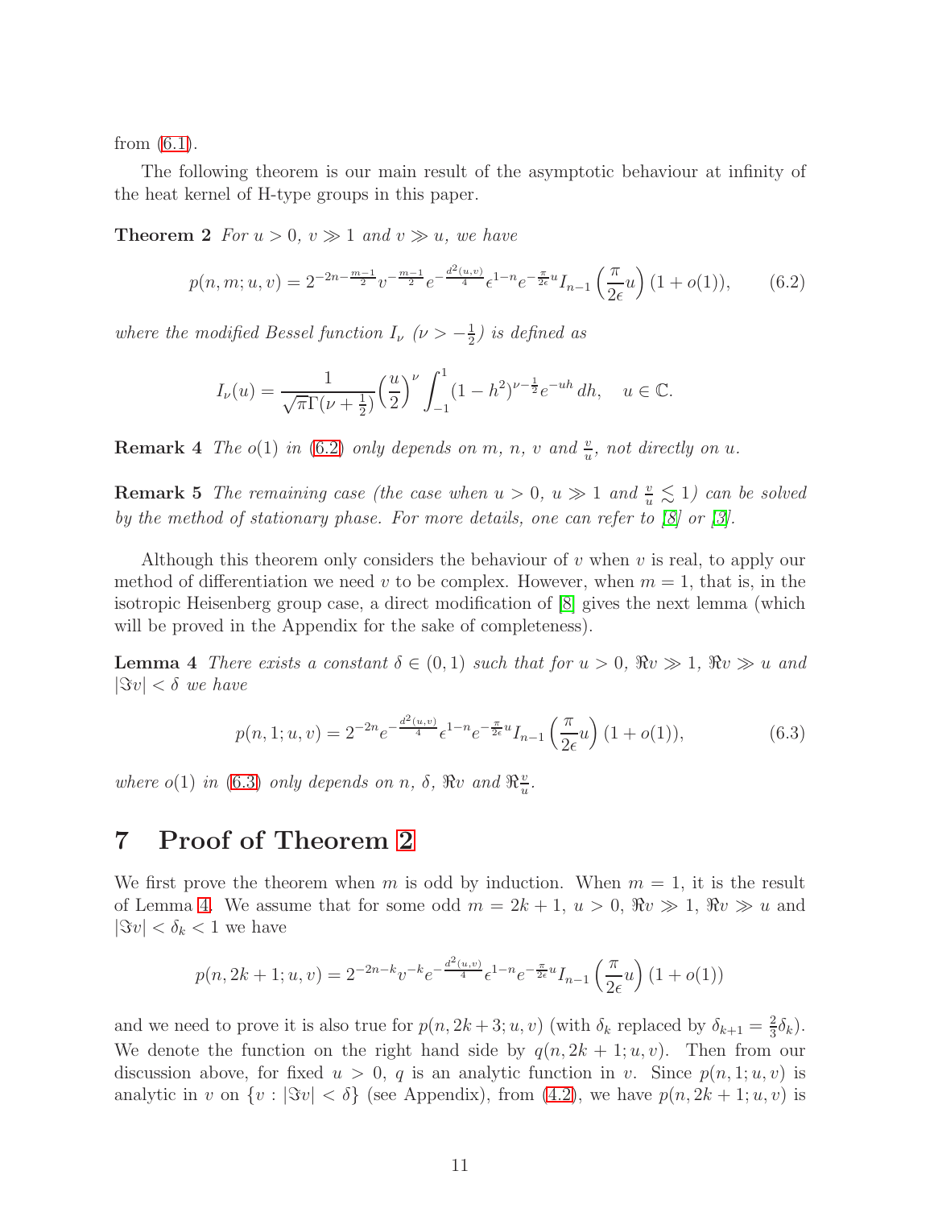from (6.1).

The following theorem is our main result of the asymptotic behaviour at infinity of the heat kernel of H-type groups in this paper.

**Theorem 2** *For $u > 0$, $v \gg 1$ and $v \gg u$, we have*

$$p(n, m; u, v) = 2^{-2n-\frac{m-1}{2}} v^{-\frac{m-1}{2}} e^{-\frac{d^2(u,v)}{4}} \epsilon^{1-n} e^{-\frac{\pi}{2\epsilon}u} I_{n-1}\left(\frac{\pi}{2\epsilon}u\right)(1 + o(1)), \tag{6.2}$$

*where the modified Bessel function $I_\nu$ ($\nu > -\frac{1}{2}$) is defined as*

$$I_\nu(u) = \frac{1}{\sqrt{\pi}\Gamma(\nu + \frac{1}{2})}\left(\frac{u}{2}\right)^\nu \int_{-1}^{1} (1 - h^2)^{\nu - \frac{1}{2}} e^{-uh}\, dh, \quad u \in \mathbb{C}.$$

**Remark 4** *The $o(1)$ in (6.2) only depends on $m$, $n$, $v$ and $\frac{v}{u}$, not directly on $u$.*

**Remark 5** *The remaining case (the case when $u > 0$, $u \gg 1$ and $\frac{v}{u} \lesssim 1$) can be solved by the method of stationary phase. For more details, one can refer to [8] or [3].*

Although this theorem only considers the behaviour of $v$ when $v$ is real, to apply our method of differentiation we need $v$ to be complex. However, when $m = 1$, that is, in the isotropic Heisenberg group case, a direct modification of [8] gives the next lemma (which will be proved in the Appendix for the sake of completeness).

**Lemma 4** *There exists a constant $\delta \in (0, 1)$ such that for $u > 0$, $\Re v \gg 1$, $\Re v \gg u$ and $|\Im v| < \delta$ we have*

$$p(n, 1; u, v) = 2^{-2n} e^{-\frac{d^2(u,v)}{4}} \epsilon^{1-n} e^{-\frac{\pi}{2\epsilon}u} I_{n-1}\left(\frac{\pi}{2\epsilon}u\right)(1 + o(1)), \tag{6.3}$$

*where $o(1)$ in (6.3) only depends on $n$, $\delta$, $\Re v$ and $\Re\frac{v}{u}$.*

# 7 Proof of Theorem 2

We first prove the theorem when $m$ is odd by induction. When $m = 1$, it is the result of Lemma 4. We assume that for some odd $m = 2k + 1$, $u > 0$, $\Re v \gg 1$, $\Re v \gg u$ and $|\Im v| < \delta_k < 1$ we have

$$p(n, 2k + 1; u, v) = 2^{-2n-k} v^{-k} e^{-\frac{d^2(u,v)}{4}} \epsilon^{1-n} e^{-\frac{\pi}{2\epsilon}u} I_{n-1}\left(\frac{\pi}{2\epsilon}u\right)(1 + o(1))$$

and we need to prove it is also true for $p(n, 2k + 3; u, v)$ (with $\delta_k$ replaced by $\delta_{k+1} = \frac{2}{3}\delta_k$). We denote the function on the right hand side by $q(n, 2k + 1; u, v)$. Then from our discussion above, for fixed $u > 0$, $q$ is an analytic function in $v$. Since $p(n, 1; u, v)$ is analytic in $v$ on $\{v : |\Im v| < \delta\}$ (see Appendix), from (4.2), we have $p(n, 2k + 1; u, v)$ is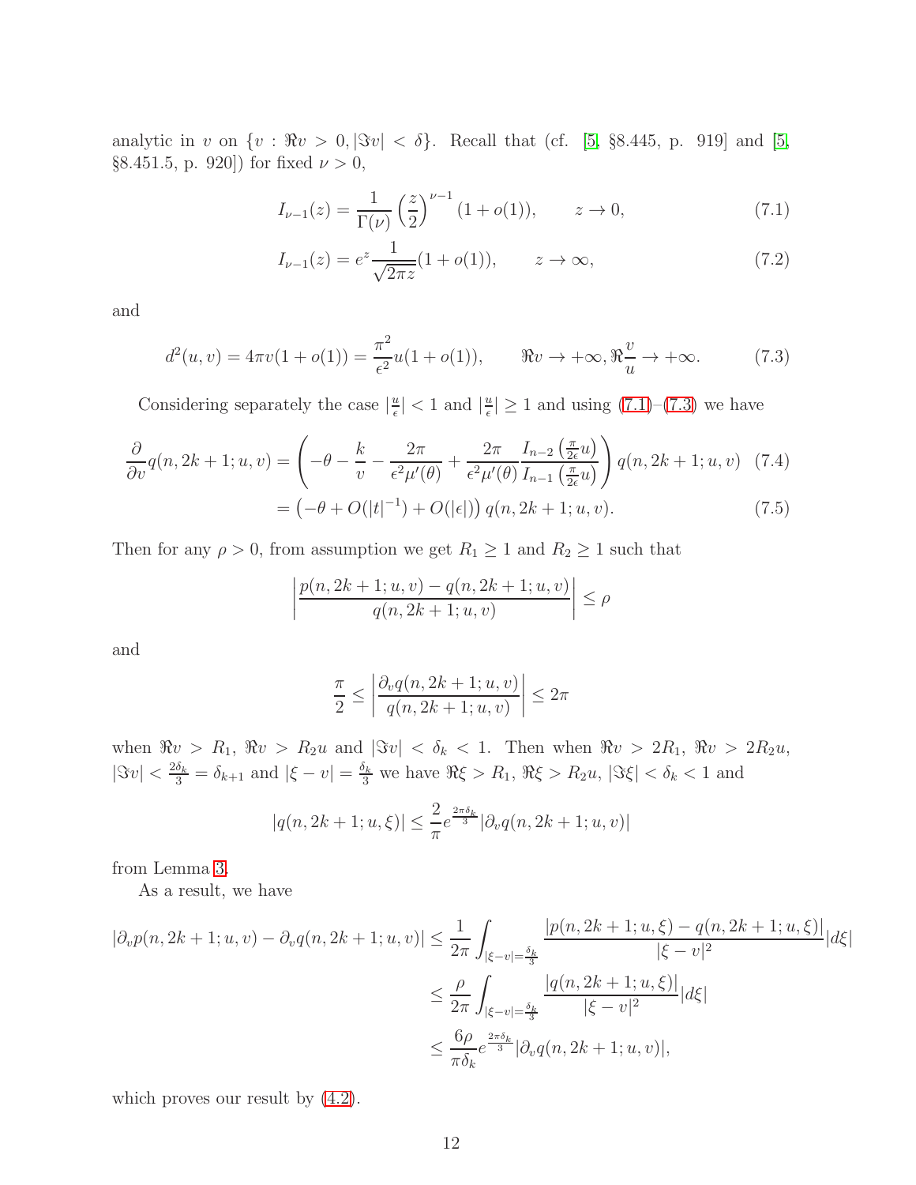analytic in $v$ on $\{v : \Re v > 0, |\Im v| < \delta\}$. Recall that (cf. [5, §8.445, p. 919] and [5, §8.451.5, p. 920]) for fixed $\nu > 0$,

$$I_{\nu-1}(z) = \frac{1}{\Gamma(\nu)}\left(\frac{z}{2}\right)^{\nu-1}(1+o(1)), \qquad z \to 0, \tag{7.1}$$

$$I_{\nu-1}(z) = e^z \frac{1}{\sqrt{2\pi z}}(1+o(1)), \qquad z \to \infty, \tag{7.2}$$

and

$$d^2(u,v) = 4\pi v(1+o(1)) = \frac{\pi^2}{\epsilon^2}u(1+o(1)), \qquad \Re v \to +\infty, \Re\frac{v}{u} \to +\infty. \tag{7.3}$$

Considering separately the case $|\frac{u}{\epsilon}| < 1$ and $|\frac{u}{\epsilon}| \geq 1$ and using (7.1)–(7.3) we have

$$\frac{\partial}{\partial v}q(n, 2k+1; u, v) = \left(-\theta - \frac{k}{v} - \frac{2\pi}{\epsilon^2\mu'(\theta)} + \frac{2\pi}{\epsilon^2\mu'(\theta)}\frac{I_{n-2}\left(\frac{\pi}{2\epsilon}u\right)}{I_{n-1}\left(\frac{\pi}{2\epsilon}u\right)}\right)q(n, 2k+1; u, v) \tag{7.4}$$

$$= \left(-\theta + O(|t|^{-1}) + O(|\epsilon|)\right)q(n, 2k+1; u, v). \tag{7.5}$$

Then for any $\rho > 0$, from assumption we get $R_1 \geq 1$ and $R_2 \geq 1$ such that

$$\left|\frac{p(n, 2k+1; u, v) - q(n, 2k+1; u, v)}{q(n, 2k+1; u, v)}\right| \leq \rho$$

and

$$\frac{\pi}{2} \leq \left|\frac{\partial_v q(n, 2k+1; u, v)}{q(n, 2k+1; u, v)}\right| \leq 2\pi$$

when $\Re v > R_1$, $\Re v > R_2 u$ and $|\Im v| < \delta_k < 1$. Then when $\Re v > 2R_1$, $\Re v > 2R_2 u$, $|\Im v| < \frac{2\delta_k}{3} = \delta_{k+1}$ and $|\xi - v| = \frac{\delta_k}{3}$ we have $\Re\xi > R_1$, $\Re\xi > R_2 u$, $|\Im\xi| < \delta_k < 1$ and

$$|q(n, 2k+1; u, \xi)| \leq \frac{2}{\pi}e^{\frac{2\pi\delta_k}{3}}|\partial_v q(n, 2k+1; u, v)|$$

from Lemma 3.

As a result, we have

$$\begin{aligned}
|\partial_v p(n, 2k+1; u, v) - \partial_v q(n, 2k+1; u, v)| &\leq \frac{1}{2\pi}\int_{|\xi - v| = \frac{\delta_k}{3}} \frac{|p(n, 2k+1; u, \xi) - q(n, 2k+1; u, \xi)|}{|\xi - v|^2}|d\xi| \\
&\leq \frac{\rho}{2\pi}\int_{|\xi - v| = \frac{\delta_k}{3}} \frac{|q(n, 2k+1; u, \xi)|}{|\xi - v|^2}|d\xi| \\
&\leq \frac{6\rho}{\pi\delta_k}e^{\frac{2\pi\delta_k}{3}}|\partial_v q(n, 2k+1; u, v)|,
\end{aligned}$$

which proves our result by (4.2).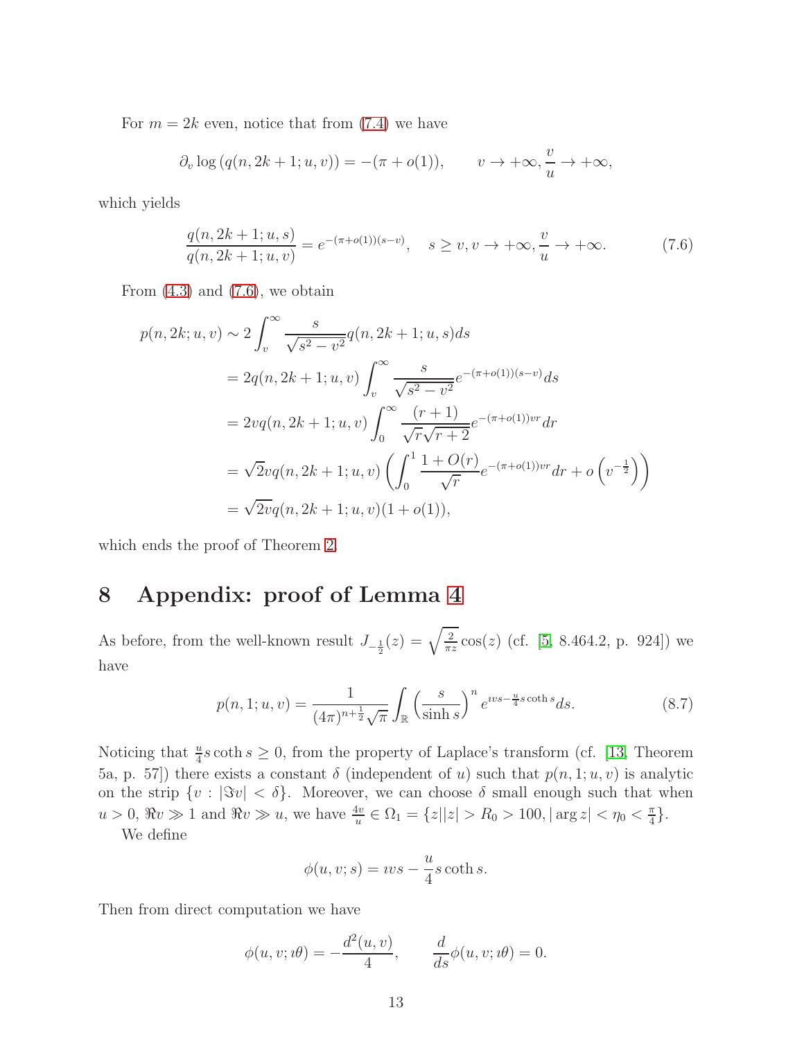For $m = 2k$ even, notice that from (7.4) we have

$$\partial_v \log \left( q(n, 2k+1; u, v) \right) = -(\pi + o(1)), \qquad v \to +\infty, \frac{v}{u} \to +\infty,$$

which yields

$$\frac{q(n, 2k+1; u, s)}{q(n, 2k+1; u, v)} = e^{-(\pi + o(1))(s-v)}, \quad s \geq v, v \to +\infty, \frac{v}{u} \to +\infty. \tag{7.6}$$

From (4.3) and (7.6), we obtain

$$\begin{aligned}
p(n, 2k; u, v) &\sim 2 \int_v^\infty \frac{s}{\sqrt{s^2 - v^2}} q(n, 2k+1; u, s) ds \\
&= 2q(n, 2k+1; u, v) \int_v^\infty \frac{s}{\sqrt{s^2 - v^2}} e^{-(\pi + o(1))(s-v)} ds \\
&= 2vq(n, 2k+1; u, v) \int_0^\infty \frac{(r+1)}{\sqrt{r}\sqrt{r+2}} e^{-(\pi + o(1))vr} dr \\
&= \sqrt{2} vq(n, 2k+1; u, v) \left( \int_0^1 \frac{1 + O(r)}{\sqrt{r}} e^{-(\pi + o(1))vr} dr + o\left(v^{-\frac{1}{2}}\right) \right) \\
&= \sqrt{2v} q(n, 2k+1; u, v)(1 + o(1)),
\end{aligned}$$

which ends the proof of Theorem 2.

# 8 Appendix: proof of Lemma 4

As before, from the well-known result $J_{-\frac{1}{2}}(z) = \sqrt{\frac{2}{\pi z}} \cos(z)$ (cf. [5, 8.464.2, p. 924]) we have

$$p(n, 1; u, v) = \frac{1}{(4\pi)^{n+\frac{1}{2}} \sqrt{\pi}} \int_{\mathbb{R}} \left( \frac{s}{\sinh s} \right)^n e^{\imath vs - \frac{u}{4} s \coth s} ds. \tag{8.7}$$

Noticing that $\frac{u}{4} s \coth s \geq 0$, from the property of Laplace's transform (cf. [13, Theorem 5a, p. 57]) there exists a constant $\delta$ (independent of $u$) such that $p(n, 1; u, v)$ is analytic on the strip $\{v : |\Im v| < \delta\}$. Moreover, we can choose $\delta$ small enough such that when $u > 0$, $\Re v \gg 1$ and $\Re v \gg u$, we have $\frac{4v}{u} \in \Omega_1 = \{z | |z| > R_0 > 100, |\arg z| < \eta_0 < \frac{\pi}{4}\}$.

We define

$$\phi(u, v; s) = \imath vs - \frac{u}{4} s \coth s.$$

Then from direct computation we have

$$\phi(u, v; \imath\theta) = -\frac{d^2(u, v)}{4}, \qquad \frac{d}{ds} \phi(u, v; \imath\theta) = 0.$$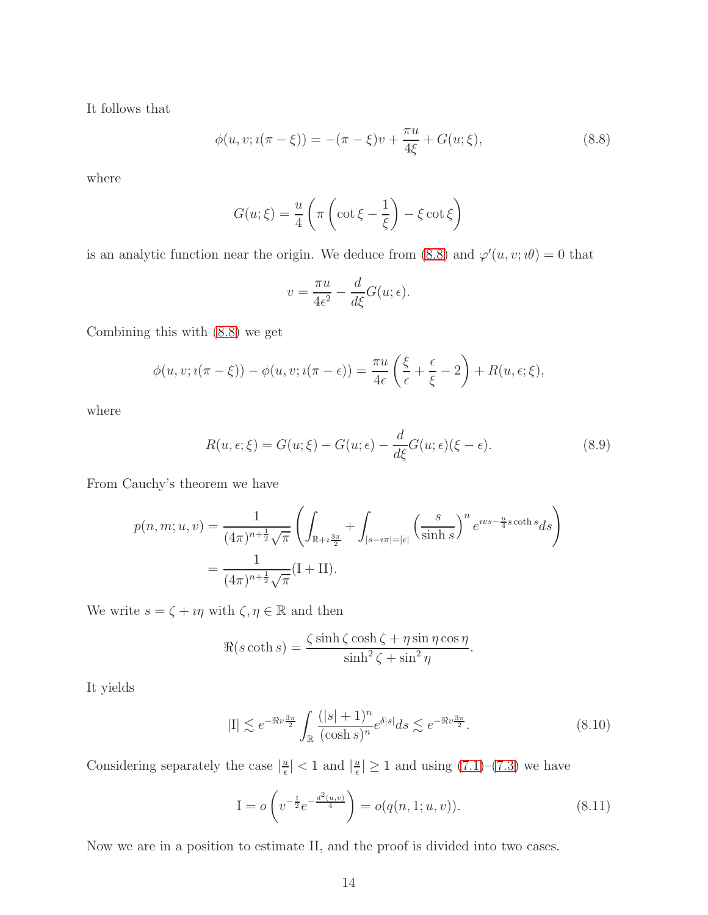It follows that

$$\phi(u, v; \imath(\pi - \xi)) = -(\pi - \xi)v + \frac{\pi u}{4\xi} + G(u; \xi), \tag{8.8}$$

where

$$G(u; \xi) = \frac{u}{4}\left(\pi\left(\cot\xi - \frac{1}{\xi}\right) - \xi\cot\xi\right)$$

is an analytic function near the origin. We deduce from (8.8) and $\varphi'(u, v; \imath\theta) = 0$ that

$$v = \frac{\pi u}{4\epsilon^2} - \frac{d}{d\xi}G(u; \epsilon).$$

Combining this with (8.8) we get

$$\phi(u, v; \imath(\pi - \xi)) - \phi(u, v; \imath(\pi - \epsilon)) = \frac{\pi u}{4\epsilon}\left(\frac{\xi}{\epsilon} + \frac{\epsilon}{\xi} - 2\right) + R(u, \epsilon; \xi),$$

where

$$R(u, \epsilon; \xi) = G(u; \xi) - G(u; \epsilon) - \frac{d}{d\xi}G(u; \epsilon)(\xi - \epsilon). \tag{8.9}$$

From Cauchy's theorem we have

$$\begin{aligned} p(n, m; u, v) &= \frac{1}{(4\pi)^{n+\frac{1}{2}}\sqrt{\pi}}\left(\int_{\mathbb{R}+\imath\frac{3\pi}{2}} + \int_{|s-\imath\pi|=|\epsilon|}\left(\frac{s}{\sinh s}\right)^n e^{\imath vs - \frac{u}{4}s\coth s}ds\right) \\ &= \frac{1}{(4\pi)^{n+\frac{1}{2}}\sqrt{\pi}}(\mathrm{I} + \mathrm{II}). \end{aligned}$$

We write $s = \zeta + \imath\eta$ with $\zeta, \eta \in \mathbb{R}$ and then

$$\Re(s\coth s) = \frac{\zeta\sinh\zeta\cosh\zeta + \eta\sin\eta\cos\eta}{\sinh^2\zeta + \sin^2\eta}.$$

It yields

$$|\mathrm{I}| \lesssim e^{-\Re v\frac{3\pi}{2}}\int_{\mathbb{R}}\frac{(|s|+1)^n}{(\cosh s)^n}e^{\delta|s|}ds \lesssim e^{-\Re v\frac{3\pi}{2}}. \tag{8.10}$$

Considering separately the case $|\frac{u}{\epsilon}| < 1$ and $|\frac{u}{\epsilon}| \geq 1$ and using (7.1)–(7.3) we have

$$\mathrm{I} = o\left(v^{-\frac{1}{2}}e^{-\frac{d^2(u,v)}{4}}\right) = o(q(n, 1; u, v)). \tag{8.11}$$

Now we are in a position to estimate II, and the proof is divided into two cases.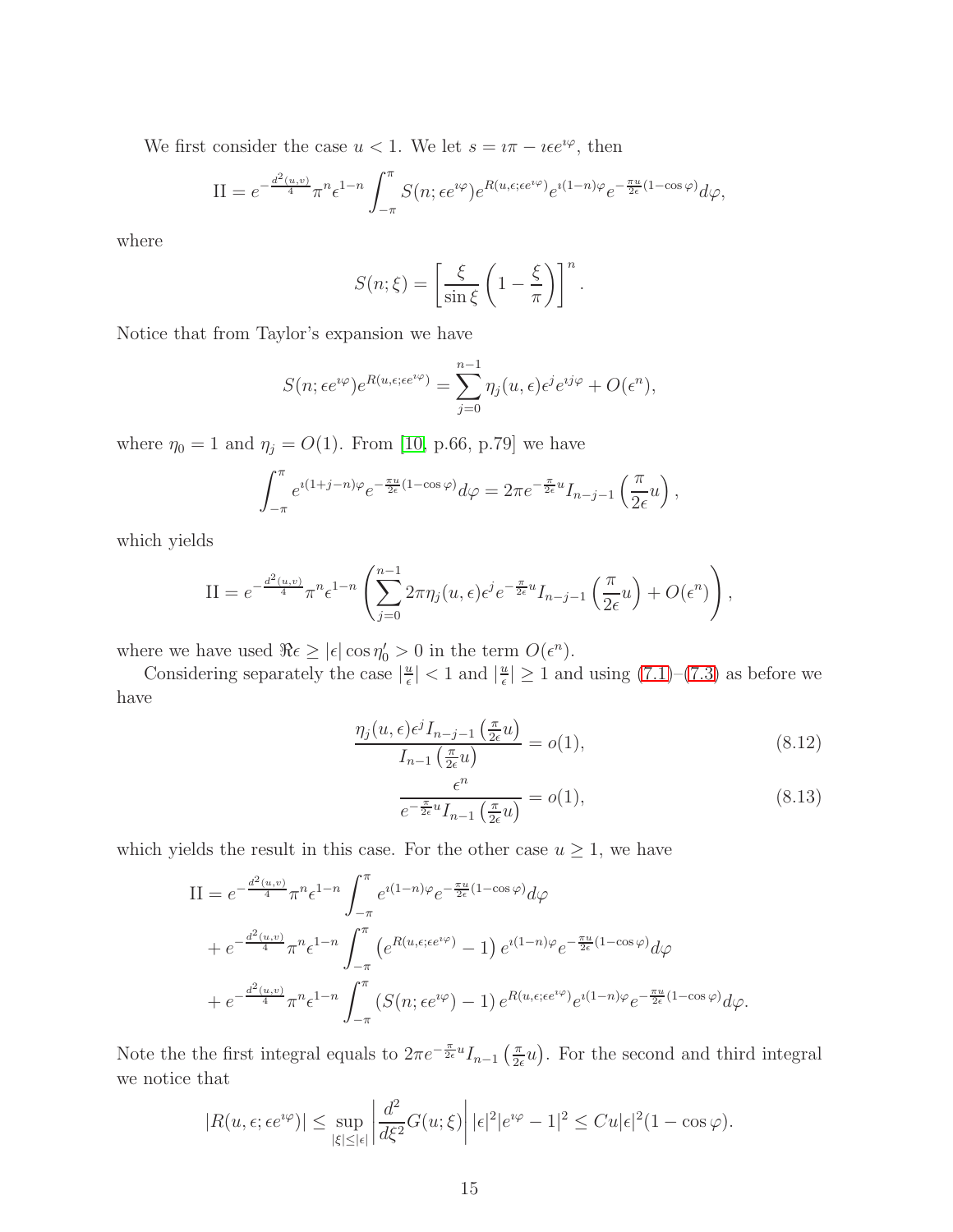We first consider the case $u < 1$. We let $s = \imath\pi - \imath\epsilon e^{\imath\varphi}$, then

$$\mathrm{II} = e^{-\frac{d^2(u,v)}{4}} \pi^n \epsilon^{1-n} \int_{-\pi}^{\pi} S(n; \epsilon e^{\imath\varphi}) e^{R(u,\epsilon;\epsilon e^{\imath\varphi})} e^{\imath(1-n)\varphi} e^{-\frac{\pi u}{2\epsilon}(1-\cos\varphi)} d\varphi,$$

where

$$S(n;\xi) = \left[\frac{\xi}{\sin\xi}\left(1 - \frac{\xi}{\pi}\right)\right]^n.$$

Notice that from Taylor's expansion we have

$$S(n; \epsilon e^{\imath\varphi}) e^{R(u,\epsilon;\epsilon e^{\imath\varphi})} = \sum_{j=0}^{n-1} \eta_j(u,\epsilon)\epsilon^j e^{\imath j\varphi} + O(\epsilon^n),$$

where $\eta_0 = 1$ and $\eta_j = O(1)$. From [10, p.66, p.79] we have

$$\int_{-\pi}^{\pi} e^{\imath(1+j-n)\varphi} e^{-\frac{\pi u}{2\epsilon}(1-\cos\varphi)} d\varphi = 2\pi e^{-\frac{\pi}{2\epsilon}u} I_{n-j-1}\left(\frac{\pi}{2\epsilon}u\right),$$

which yields

$$\mathrm{II} = e^{-\frac{d^2(u,v)}{4}} \pi^n \epsilon^{1-n} \left(\sum_{j=0}^{n-1} 2\pi\eta_j(u,\epsilon)\epsilon^j e^{-\frac{\pi}{2\epsilon}u} I_{n-j-1}\left(\frac{\pi}{2\epsilon}u\right) + O(\epsilon^n)\right),$$

where we have used $\Re\epsilon \geq |\epsilon|\cos\eta_0' > 0$ in the term $O(\epsilon^n)$.

Considering separately the case $|\frac{u}{\epsilon}| < 1$ and $|\frac{u}{\epsilon}| \geq 1$ and using (7.1)–(7.3) as before we have

$$\frac{\eta_j(u,\epsilon)\epsilon^j I_{n-j-1}\left(\frac{\pi}{2\epsilon}u\right)}{I_{n-1}\left(\frac{\pi}{2\epsilon}u\right)} = o(1), \tag{8.12}$$

$$\frac{\epsilon^n}{e^{-\frac{\pi}{2\epsilon}u} I_{n-1}\left(\frac{\pi}{2\epsilon}u\right)} = o(1), \tag{8.13}$$

which yields the result in this case. For the other case $u \geq 1$, we have

$$\begin{aligned}
\mathrm{II} &= e^{-\frac{d^2(u,v)}{4}} \pi^n \epsilon^{1-n} \int_{-\pi}^{\pi} e^{\imath(1-n)\varphi} e^{-\frac{\pi u}{2\epsilon}(1-\cos\varphi)} d\varphi \\
&+ e^{-\frac{d^2(u,v)}{4}} \pi^n \epsilon^{1-n} \int_{-\pi}^{\pi} \left(e^{R(u,\epsilon;\epsilon e^{\imath\varphi})} - 1\right) e^{\imath(1-n)\varphi} e^{-\frac{\pi u}{2\epsilon}(1-\cos\varphi)} d\varphi \\
&+ e^{-\frac{d^2(u,v)}{4}} \pi^n \epsilon^{1-n} \int_{-\pi}^{\pi} \left(S(n;\epsilon e^{\imath\varphi}) - 1\right) e^{R(u,\epsilon;\epsilon e^{\imath\varphi})} e^{\imath(1-n)\varphi} e^{-\frac{\pi u}{2\epsilon}(1-\cos\varphi)} d\varphi.
\end{aligned}$$

Note the the first integral equals to $2\pi e^{-\frac{\pi}{2\epsilon}u} I_{n-1}\left(\frac{\pi}{2\epsilon}u\right)$. For the second and third integral we notice that

$$|R(u,\epsilon;\epsilon e^{\imath\varphi})| \leq \sup_{|\xi|\leq|\epsilon|} \left|\frac{d^2}{d\xi^2} G(u;\xi)\right| |\epsilon|^2 |e^{\imath\varphi} - 1|^2 \leq Cu|\epsilon|^2(1 - \cos\varphi).$$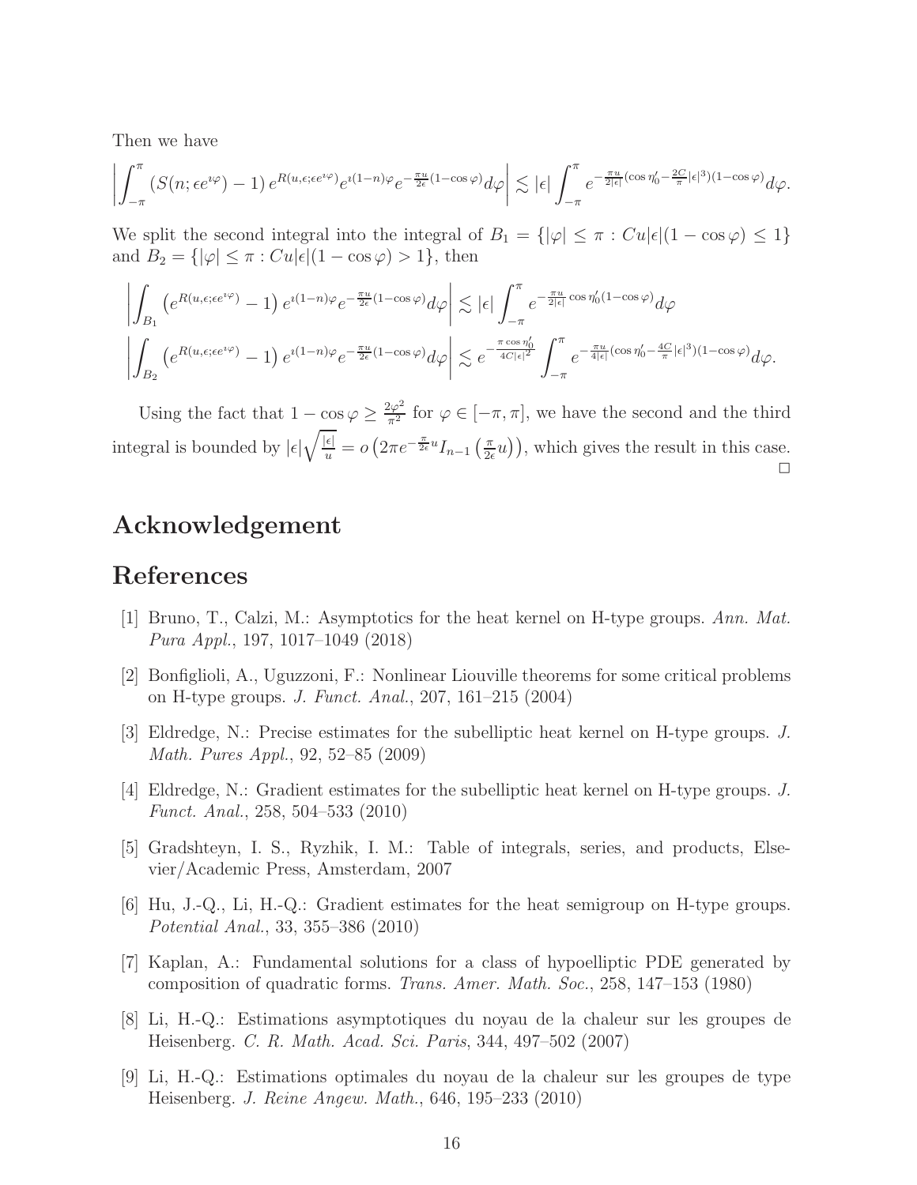Then we have

$$\left|\int_{-\pi}^{\pi}\left(S(n;\epsilon e^{\imath\varphi})-1\right)e^{R(u,\epsilon;\epsilon e^{\imath\varphi})}e^{\imath(1-n)\varphi}e^{-\frac{\pi u}{2\epsilon}(1-\cos\varphi)}d\varphi\right|\lesssim|\epsilon|\int_{-\pi}^{\pi}e^{-\frac{\pi u}{2|\epsilon|}(\cos\eta_0'-\frac{2C}{\pi}|\epsilon|^3)(1-\cos\varphi)}d\varphi.$$

We split the second integral into the integral of $B_1=\{|\varphi|\leq\pi : Cu|\epsilon|(1-\cos\varphi)\leq 1\}$ and $B_2=\{|\varphi|\leq\pi : Cu|\epsilon|(1-\cos\varphi)>1\}$, then

$$\left|\int_{B_1}\left(e^{R(u,\epsilon;\epsilon e^{\imath\varphi})}-1\right)e^{\imath(1-n)\varphi}e^{-\frac{\pi u}{2\epsilon}(1-\cos\varphi)}d\varphi\right|\lesssim|\epsilon|\int_{-\pi}^{\pi}e^{-\frac{\pi u}{2|\epsilon|}\cos\eta_0'(1-\cos\varphi)}d\varphi$$

$$\left|\int_{B_2}\left(e^{R(u,\epsilon;\epsilon e^{\imath\varphi})}-1\right)e^{\imath(1-n)\varphi}e^{-\frac{\pi u}{2\epsilon}(1-\cos\varphi)}d\varphi\right|\lesssim e^{-\frac{\pi\cos\eta_0'}{4C|\epsilon|^2}}\int_{-\pi}^{\pi}e^{-\frac{\pi u}{4|\epsilon|}(\cos\eta_0'-\frac{4C}{\pi}|\epsilon|^3)(1-\cos\varphi)}d\varphi.$$

Using the fact that $1-\cos\varphi\geq\frac{2\varphi^2}{\pi^2}$ for $\varphi\in[-\pi,\pi]$, we have the second and the third integral is bounded by $|\epsilon|\sqrt{\frac{|\epsilon|}{u}}=o\left(2\pi e^{-\frac{\pi}{2\epsilon}u}I_{n-1}\left(\frac{\pi}{2\epsilon}u\right)\right)$, which gives the result in this case. □

# Acknowledgement

# References

[1] Bruno, T., Calzi, M.: Asymptotics for the heat kernel on H-type groups. *Ann. Mat. Pura Appl.*, 197, 1017–1049 (2018)

[2] Bonfiglioli, A., Uguzzoni, F.: Nonlinear Liouville theorems for some critical problems on H-type groups. *J. Funct. Anal.*, 207, 161–215 (2004)

[3] Eldredge, N.: Precise estimates for the subelliptic heat kernel on H-type groups. *J. Math. Pures Appl.*, 92, 52–85 (2009)

[4] Eldredge, N.: Gradient estimates for the subelliptic heat kernel on H-type groups. *J. Funct. Anal.*, 258, 504–533 (2010)

[5] Gradshteyn, I. S., Ryzhik, I. M.: Table of integrals, series, and products, Elsevier/Academic Press, Amsterdam, 2007

[6] Hu, J.-Q., Li, H.-Q.: Gradient estimates for the heat semigroup on H-type groups. *Potential Anal.*, 33, 355–386 (2010)

[7] Kaplan, A.: Fundamental solutions for a class of hypoelliptic PDE generated by composition of quadratic forms. *Trans. Amer. Math. Soc.*, 258, 147–153 (1980)

[8] Li, H.-Q.: Estimations asymptotiques du noyau de la chaleur sur les groupes de Heisenberg. *C. R. Math. Acad. Sci. Paris*, 344, 497–502 (2007)

[9] Li, H.-Q.: Estimations optimales du noyau de la chaleur sur les groupes de type Heisenberg. *J. Reine Angew. Math.*, 646, 195–233 (2010)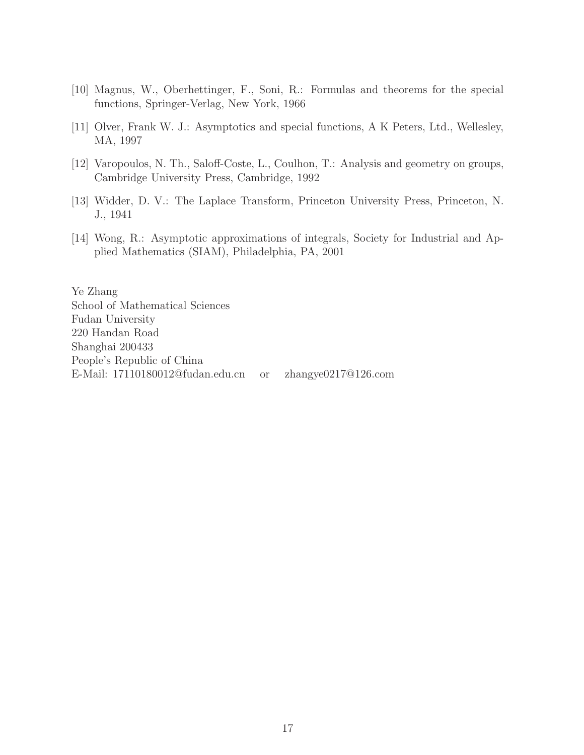[10] Magnus, W., Oberhettinger, F., Soni, R.: Formulas and theorems for the special functions, Springer-Verlag, New York, 1966

[11] Olver, Frank W. J.: Asymptotics and special functions, A K Peters, Ltd., Wellesley, MA, 1997

[12] Varopoulos, N. Th., Saloff-Coste, L., Coulhon, T.: Analysis and geometry on groups, Cambridge University Press, Cambridge, 1992

[13] Widder, D. V.: The Laplace Transform, Princeton University Press, Princeton, N. J., 1941

[14] Wong, R.: Asymptotic approximations of integrals, Society for Industrial and Applied Mathematics (SIAM), Philadelphia, PA, 2001

Ye Zhang
School of Mathematical Sciences
Fudan University
220 Handan Road
Shanghai 200433
People's Republic of China
E-Mail: 17110180012@fudan.edu.cn or zhangye0217@126.com